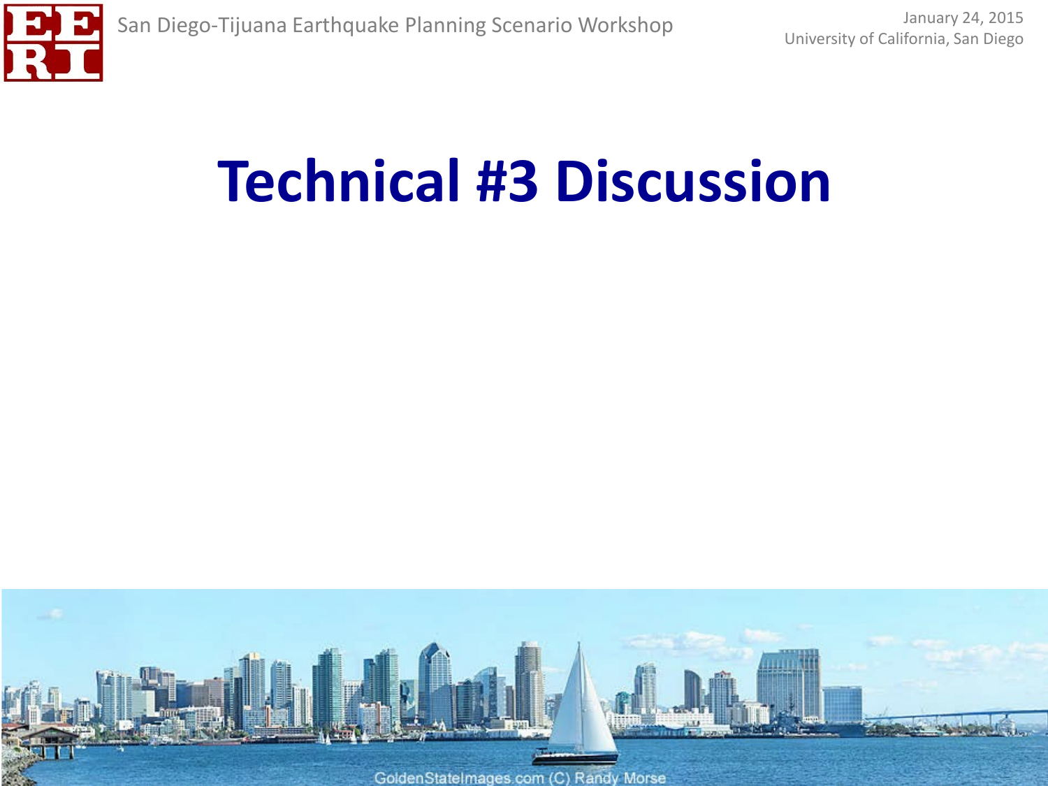# Technical #3 Discussion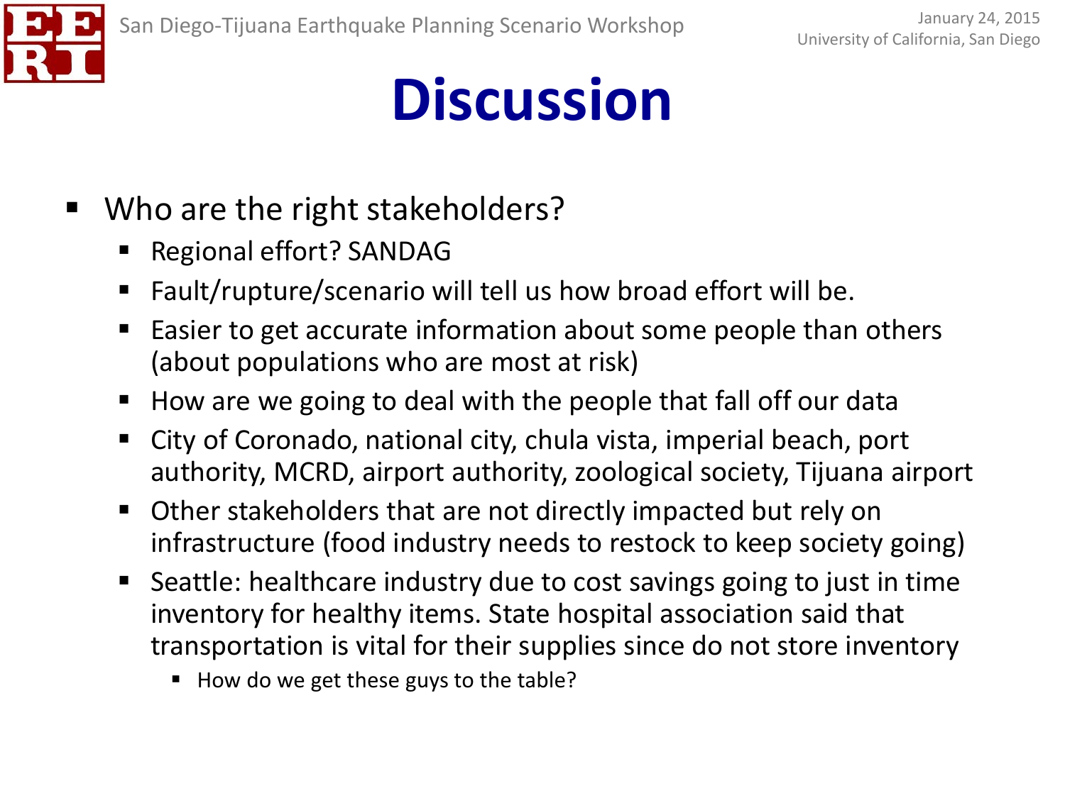# Discussion

- Who are the right stakeholders?
  - Regional effort? SANDAG
  - Fault/rupture/scenario will tell us how broad effort will be.
  - Easier to get accurate information about some people than others (about populations who are most at risk)
  - How are we going to deal with the people that fall off our data
  - City of Coronado, national city, chula vista, imperial beach, port authority, MCRD, airport authority, zoological society, Tijuana airport
  - Other stakeholders that are not directly impacted but rely on infrastructure (food industry needs to restock to keep society going)
  - Seattle: healthcare industry due to cost savings going to just in time inventory for healthy items. State hospital association said that transportation is vital for their supplies since do not store inventory
    - How do we get these guys to the table?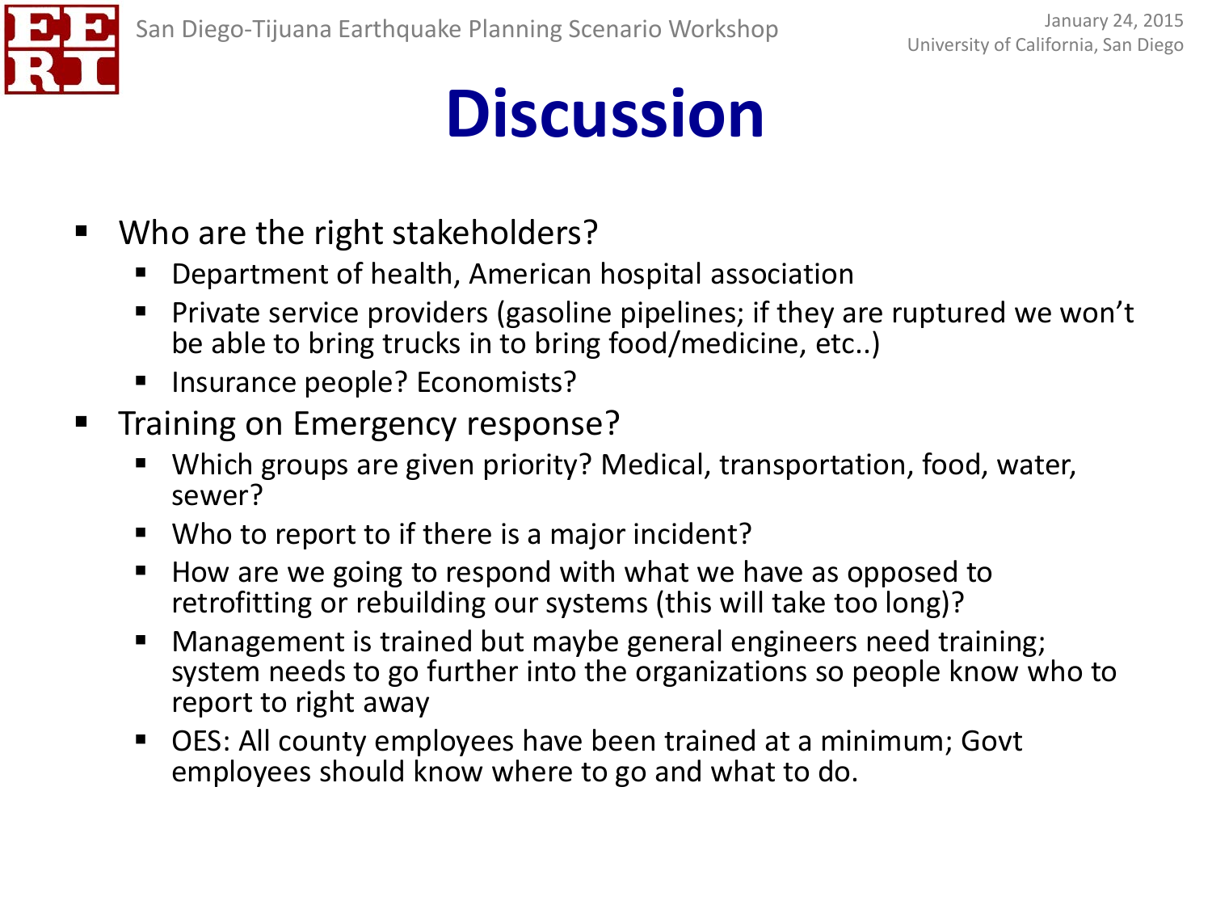# Discussion

- Who are the right stakeholders?
  - Department of health, American hospital association
  - Private service providers (gasoline pipelines; if they are ruptured we won't be able to bring trucks in to bring food/medicine, etc..)
  - Insurance people? Economists?
- Training on Emergency response?
  - Which groups are given priority? Medical, transportation, food, water, sewer?
  - Who to report to if there is a major incident?
  - How are we going to respond with what we have as opposed to retrofitting or rebuilding our systems (this will take too long)?
  - Management is trained but maybe general engineers need training; system needs to go further into the organizations so people know who to report to right away
  - OES: All county employees have been trained at a minimum; Govt employees should know where to go and what to do.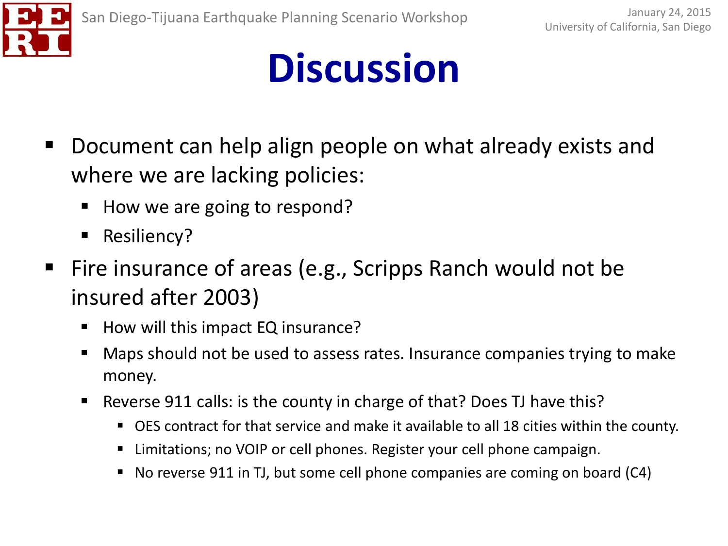# Discussion

- Document can help align people on what already exists and where we are lacking policies:
  - How we are going to respond?
  - Resiliency?
- Fire insurance of areas (e.g., Scripps Ranch would not be insured after 2003)
  - How will this impact EQ insurance?
  - Maps should not be used to assess rates. Insurance companies trying to make money.
  - Reverse 911 calls: is the county in charge of that? Does TJ have this?
    - OES contract for that service and make it available to all 18 cities within the county.
    - Limitations; no VOIP or cell phones. Register your cell phone campaign.
    - No reverse 911 in TJ, but some cell phone companies are coming on board (C4)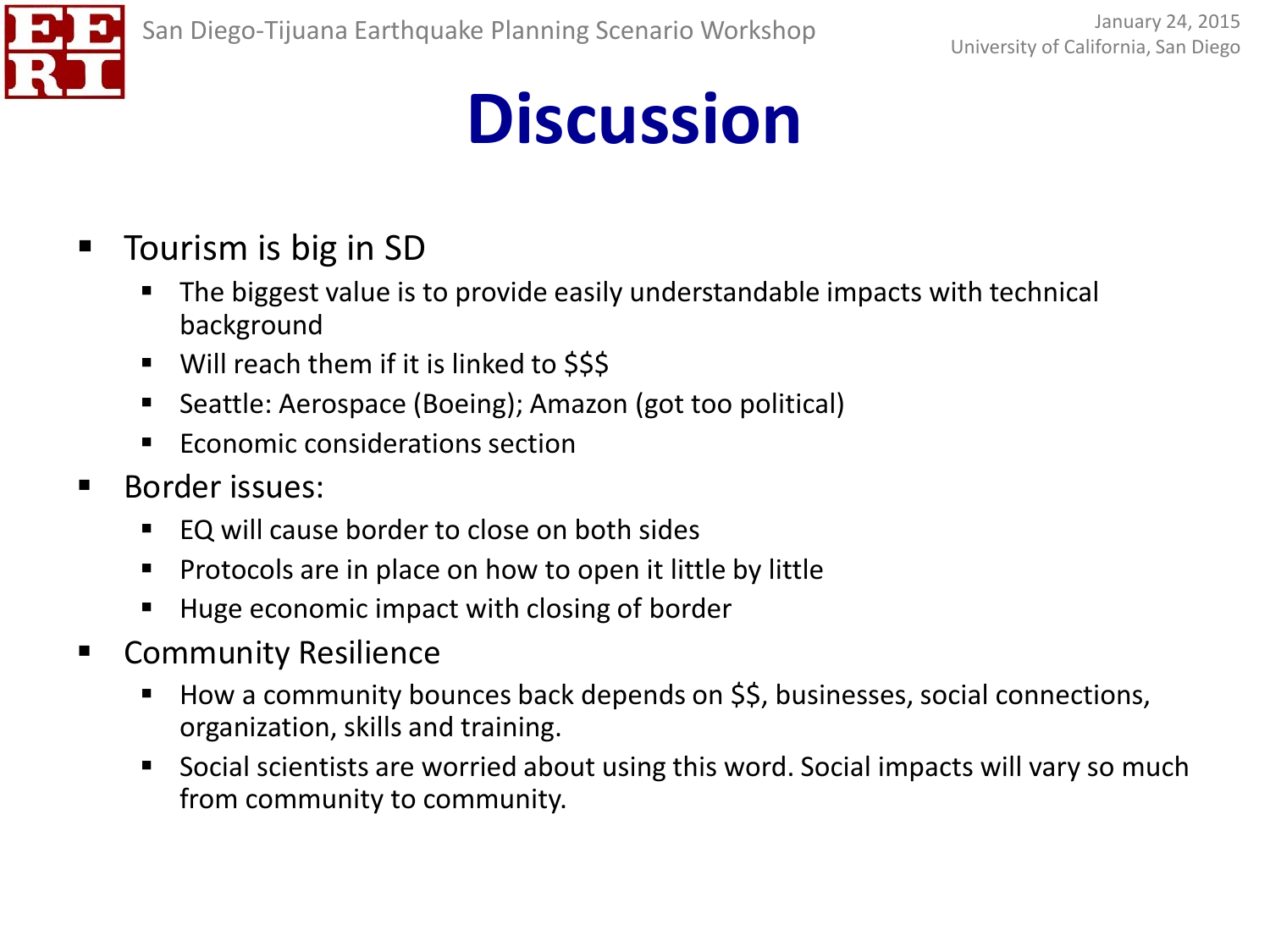# Discussion

- Tourism is big in SD
  - The biggest value is to provide easily understandable impacts with technical background
  - Will reach them if it is linked to $$$
  - Seattle: Aerospace (Boeing); Amazon (got too political)
  - Economic considerations section
- Border issues:
  - EQ will cause border to close on both sides
  - Protocols are in place on how to open it little by little
  - Huge economic impact with closing of border
- Community Resilience
  - How a community bounces back depends on $$, businesses, social connections, organization, skills and training.
  - Social scientists are worried about using this word. Social impacts will vary so much from community to community.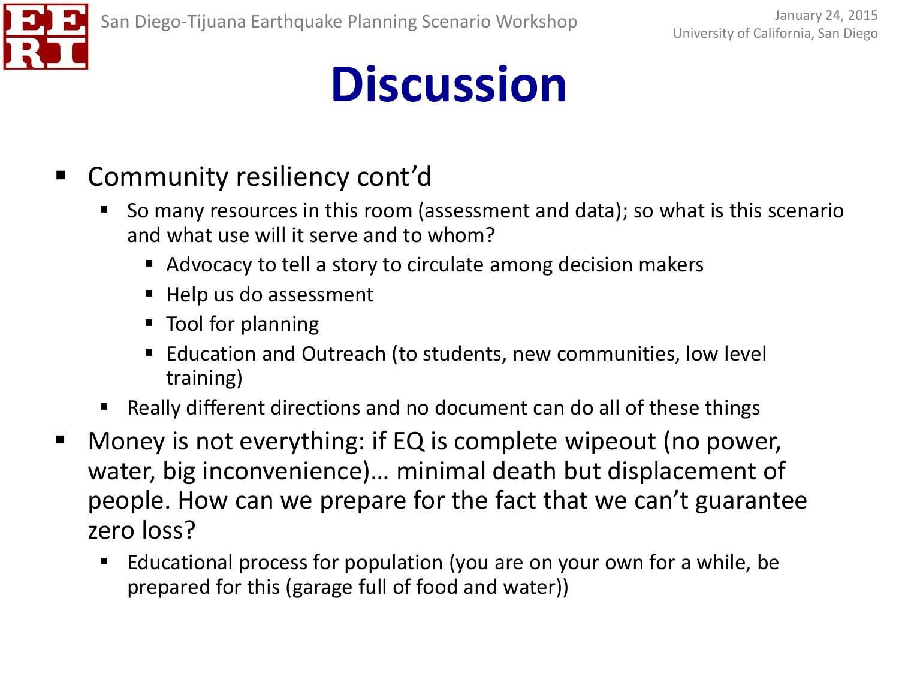# Discussion

- Community resiliency cont'd
  - So many resources in this room (assessment and data); so what is this scenario and what use will it serve and to whom?
    - Advocacy to tell a story to circulate among decision makers
    - Help us do assessment
    - Tool for planning
    - Education and Outreach (to students, new communities, low level training)
  - Really different directions and no document can do all of these things
- Money is not everything: if EQ is complete wipeout (no power, water, big inconvenience)… minimal death but displacement of people. How can we prepare for the fact that we can't guarantee zero loss?
  - Educational process for population (you are on your own for a while, be prepared for this (garage full of food and water))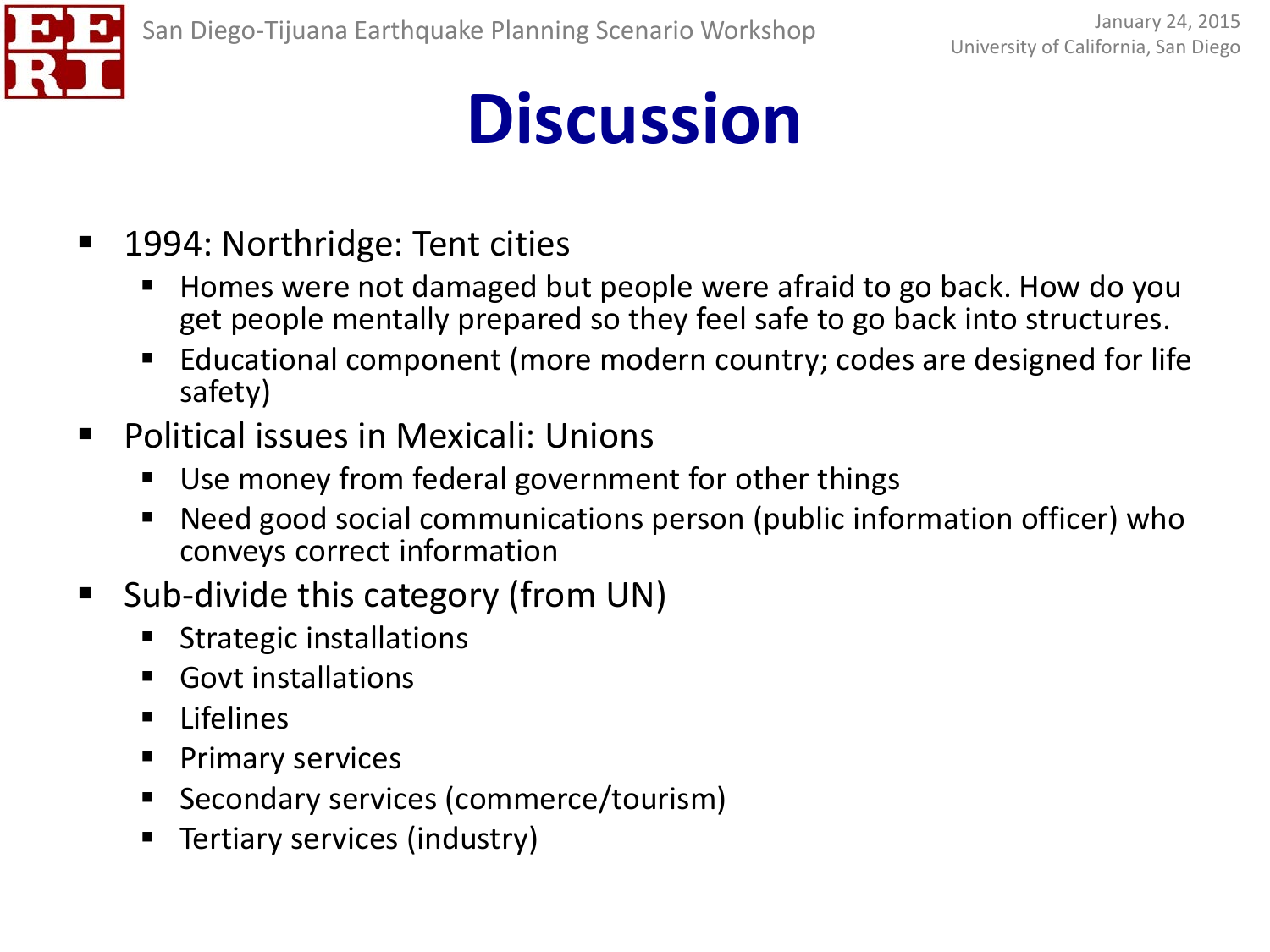# Discussion

- 1994: Northridge: Tent cities
  - Homes were not damaged but people were afraid to go back. How do you get people mentally prepared so they feel safe to go back into structures.
  - Educational component (more modern country; codes are designed for life safety)
- Political issues in Mexicali: Unions
  - Use money from federal government for other things
  - Need good social communications person (public information officer) who conveys correct information
- Sub-divide this category (from UN)
  - Strategic installations
  - Govt installations
  - Lifelines
  - Primary services
  - Secondary services (commerce/tourism)
  - Tertiary services (industry)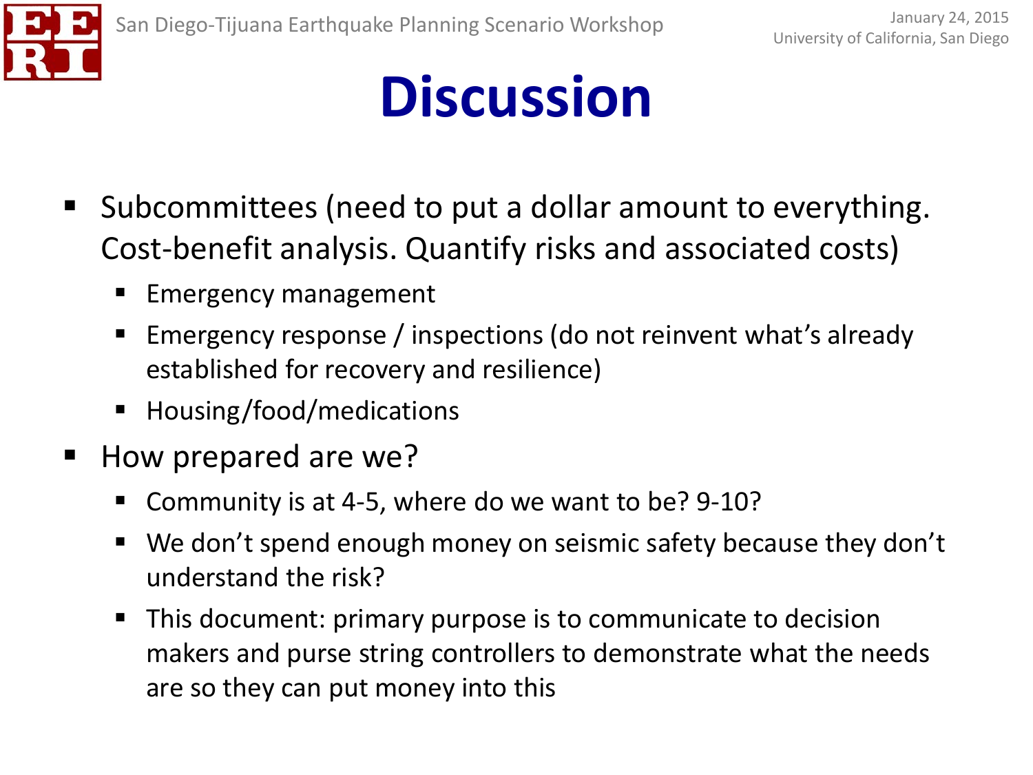# Discussion

- Subcommittees (need to put a dollar amount to everything. Cost-benefit analysis. Quantify risks and associated costs)
  - Emergency management
  - Emergency response / inspections (do not reinvent what's already established for recovery and resilience)
  - Housing/food/medications
- How prepared are we?
  - Community is at 4-5, where do we want to be? 9-10?
  - We don't spend enough money on seismic safety because they don't understand the risk?
  - This document: primary purpose is to communicate to decision makers and purse string controllers to demonstrate what the needs are so they can put money into this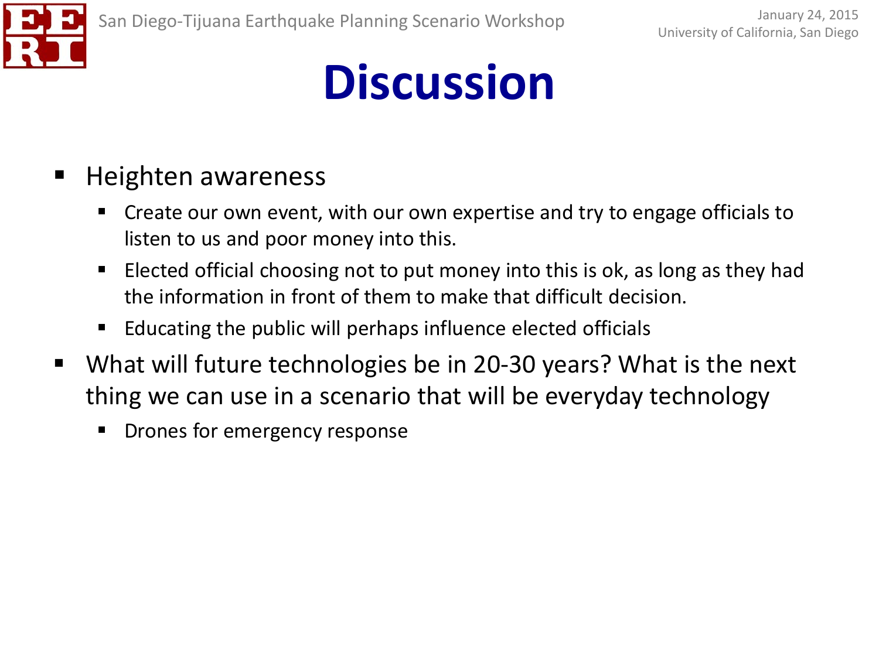# Discussion

- Heighten awareness
  - Create our own event, with our own expertise and try to engage officials to listen to us and poor money into this.
  - Elected official choosing not to put money into this is ok, as long as they had the information in front of them to make that difficult decision.
  - Educating the public will perhaps influence elected officials
- What will future technologies be in 20-30 years? What is the next thing we can use in a scenario that will be everyday technology
  - Drones for emergency response